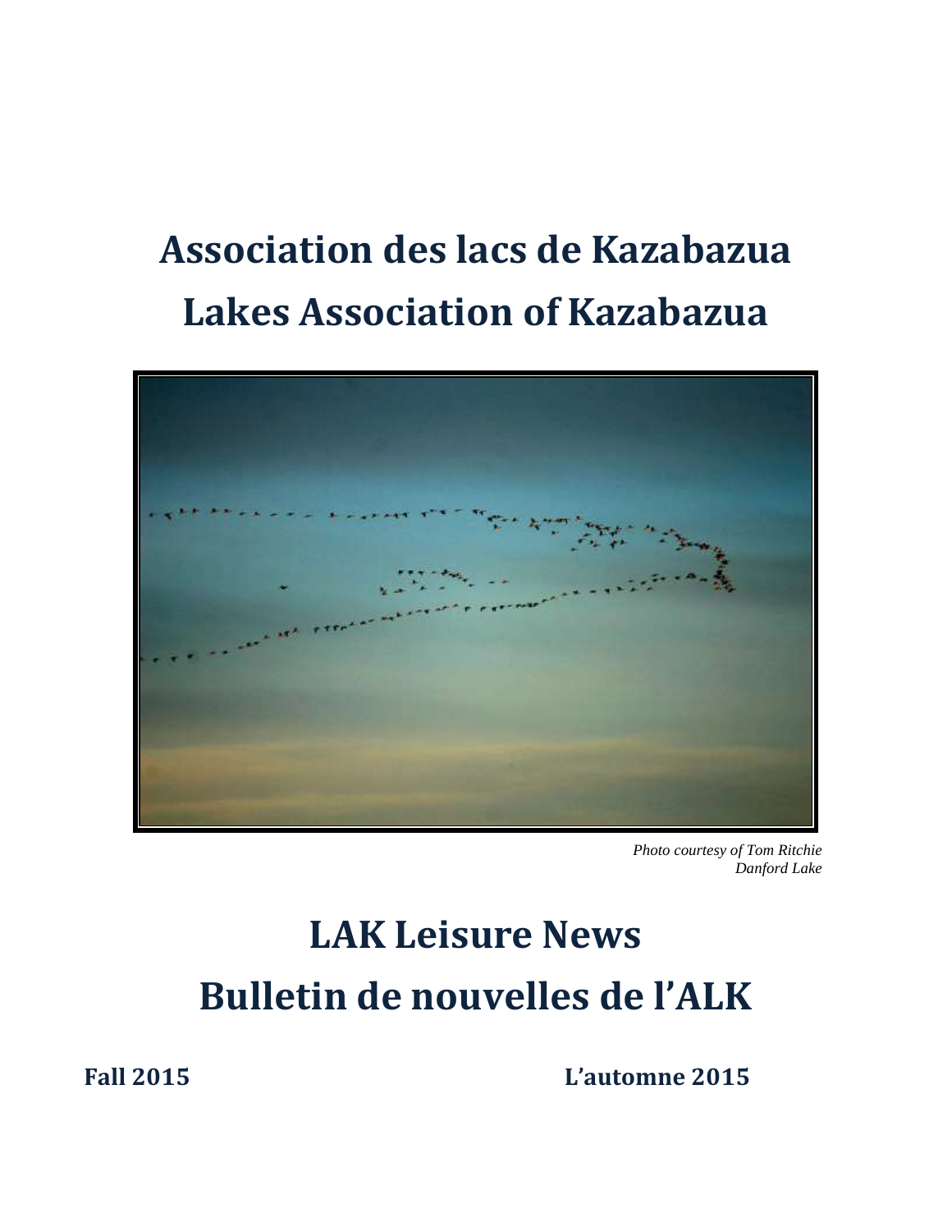# Association des lacs de Kazabazua
# Lakes Association of Kazabazua

*Photo courtesy of Tom Ritchie*
*Danford Lake*

# LAK Leisure News
# Bulletin de nouvelles de l'ALK

**Fall 2015** **L'automne 2015**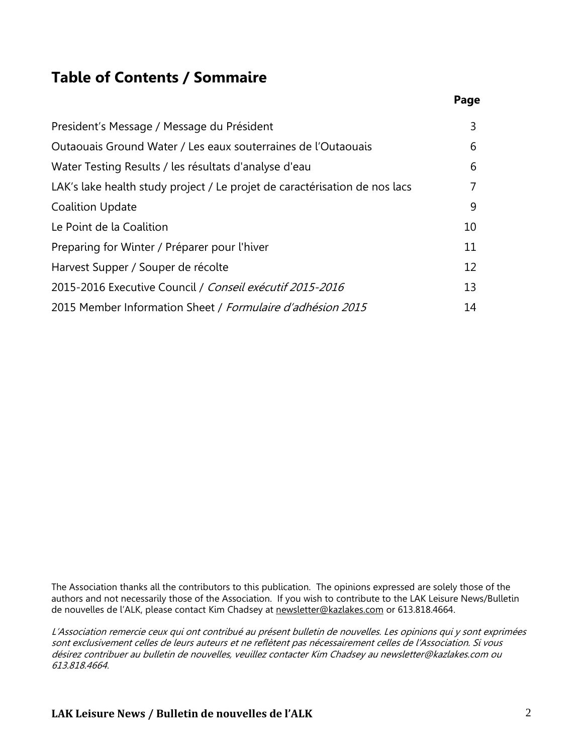## Table of Contents / Sommaire

| | Page |
|---|---|
| President's Message / Message du Président | 3 |
| Outaouais Ground Water / Les eaux souterraines de l'Outaouais | 6 |
| Water Testing Results / les résultats d'analyse d'eau | 6 |
| LAK's lake health study project / Le projet de caractérisation de nos lacs | 7 |
| Coalition Update | 9 |
| Le Point de la Coalition | 10 |
| Preparing for Winter / Préparer pour l'hiver | 11 |
| Harvest Supper / Souper de récolte | 12 |
| 2015-2016 Executive Council / *Conseil exécutif 2015-2016* | 13 |
| 2015 Member Information Sheet / *Formulaire d'adhésion 2015* | 14 |

The Association thanks all the contributors to this publication. The opinions expressed are solely those of the authors and not necessarily those of the Association. If you wish to contribute to the LAK Leisure News/Bulletin de nouvelles de l'ALK, please contact Kim Chadsey at newsletter@kazlakes.com or 613.818.4664.

*L'Association remercie ceux qui ont contribué au présent bulletin de nouvelles. Les opinions qui y sont exprimées sont exclusivement celles de leurs auteurs et ne reflètent pas nécessairement celles de l'Association. Si vous désirez contribuer au bulletin de nouvelles, veuillez contacter Kim Chadsey au newsletter@kazlakes.com ou 613.818.4664.*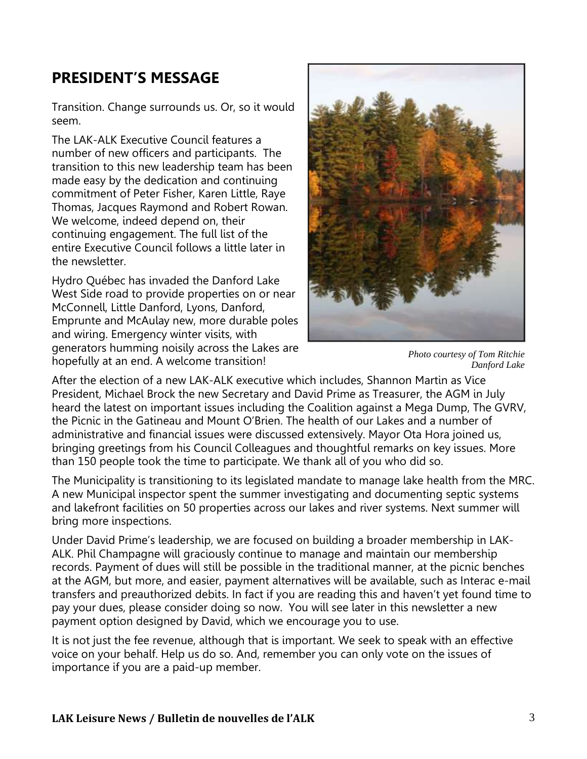## PRESIDENT'S MESSAGE

Transition. Change surrounds us. Or, so it would seem.

The LAK-ALK Executive Council features a number of new officers and participants. The transition to this new leadership team has been made easy by the dedication and continuing commitment of Peter Fisher, Karen Little, Raye Thomas, Jacques Raymond and Robert Rowan. We welcome, indeed depend on, their continuing engagement. The full list of the entire Executive Council follows a little later in the newsletter.

Hydro Québec has invaded the Danford Lake West Side road to provide properties on or near McConnell, Little Danford, Lyons, Danford, Emprunte and McAulay new, more durable poles and wiring. Emergency winter visits, with generators humming noisily across the Lakes are hopefully at an end. A welcome transition!

*Photo courtesy of Tom Ritchie Danford Lake*

After the election of a new LAK-ALK executive which includes, Shannon Martin as Vice President, Michael Brock the new Secretary and David Prime as Treasurer, the AGM in July heard the latest on important issues including the Coalition against a Mega Dump, The GVRV, the Picnic in the Gatineau and Mount O'Brien. The health of our Lakes and a number of administrative and financial issues were discussed extensively. Mayor Ota Hora joined us, bringing greetings from his Council Colleagues and thoughtful remarks on key issues. More than 150 people took the time to participate. We thank all of you who did so.

The Municipality is transitioning to its legislated mandate to manage lake health from the MRC. A new Municipal inspector spent the summer investigating and documenting septic systems and lakefront facilities on 50 properties across our lakes and river systems. Next summer will bring more inspections.

Under David Prime's leadership, we are focused on building a broader membership in LAK-ALK. Phil Champagne will graciously continue to manage and maintain our membership records. Payment of dues will still be possible in the traditional manner, at the picnic benches at the AGM, but more, and easier, payment alternatives will be available, such as Interac e-mail transfers and preauthorized debits. In fact if you are reading this and haven't yet found time to pay your dues, please consider doing so now. You will see later in this newsletter a new payment option designed by David, which we encourage you to use.

It is not just the fee revenue, although that is important. We seek to speak with an effective voice on your behalf. Help us do so. And, remember you can only vote on the issues of importance if you are a paid-up member.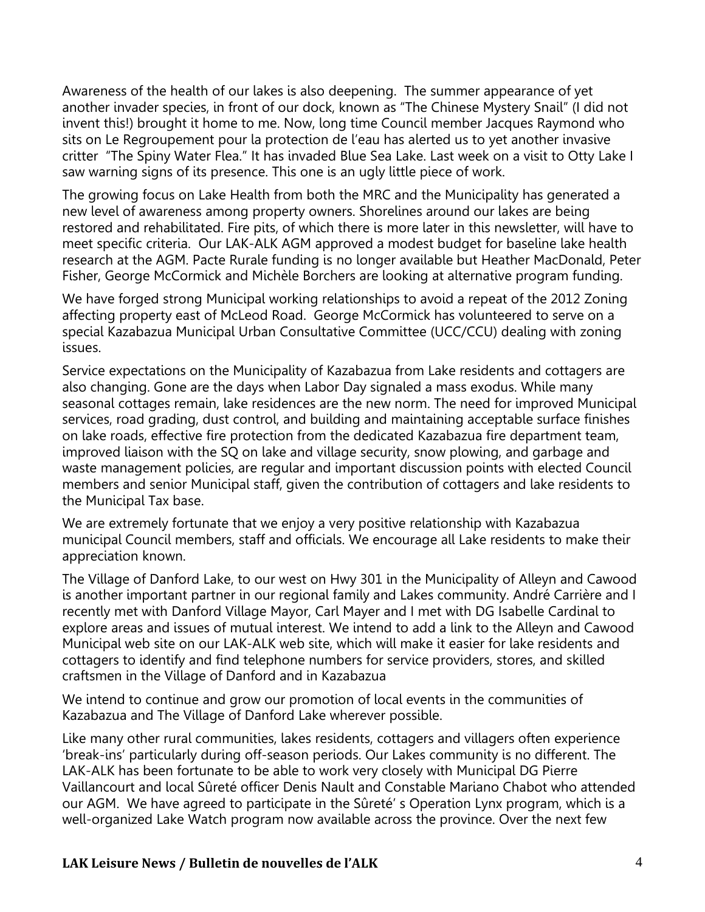Awareness of the health of our lakes is also deepening. The summer appearance of yet another invader species, in front of our dock, known as "The Chinese Mystery Snail" (I did not invent this!) brought it home to me. Now, long time Council member Jacques Raymond who sits on Le Regroupement pour la protection de l'eau has alerted us to yet another invasive critter "The Spiny Water Flea." It has invaded Blue Sea Lake. Last week on a visit to Otty Lake I saw warning signs of its presence. This one is an ugly little piece of work.

The growing focus on Lake Health from both the MRC and the Municipality has generated a new level of awareness among property owners. Shorelines around our lakes are being restored and rehabilitated. Fire pits, of which there is more later in this newsletter, will have to meet specific criteria. Our LAK-ALK AGM approved a modest budget for baseline lake health research at the AGM. Pacte Rurale funding is no longer available but Heather MacDonald, Peter Fisher, George McCormick and Michèle Borchers are looking at alternative program funding.

We have forged strong Municipal working relationships to avoid a repeat of the 2012 Zoning affecting property east of McLeod Road. George McCormick has volunteered to serve on a special Kazabazua Municipal Urban Consultative Committee (UCC/CCU) dealing with zoning issues.

Service expectations on the Municipality of Kazabazua from Lake residents and cottagers are also changing. Gone are the days when Labor Day signaled a mass exodus. While many seasonal cottages remain, lake residences are the new norm. The need for improved Municipal services, road grading, dust control, and building and maintaining acceptable surface finishes on lake roads, effective fire protection from the dedicated Kazabazua fire department team, improved liaison with the SQ on lake and village security, snow plowing, and garbage and waste management policies, are regular and important discussion points with elected Council members and senior Municipal staff, given the contribution of cottagers and lake residents to the Municipal Tax base.

We are extremely fortunate that we enjoy a very positive relationship with Kazabazua municipal Council members, staff and officials. We encourage all Lake residents to make their appreciation known.

The Village of Danford Lake, to our west on Hwy 301 in the Municipality of Alleyn and Cawood is another important partner in our regional family and Lakes community. André Carrière and I recently met with Danford Village Mayor, Carl Mayer and I met with DG Isabelle Cardinal to explore areas and issues of mutual interest. We intend to add a link to the Alleyn and Cawood Municipal web site on our LAK-ALK web site, which will make it easier for lake residents and cottagers to identify and find telephone numbers for service providers, stores, and skilled craftsmen in the Village of Danford and in Kazabazua

We intend to continue and grow our promotion of local events in the communities of Kazabazua and The Village of Danford Lake wherever possible.

Like many other rural communities, lakes residents, cottagers and villagers often experience 'break-ins' particularly during off-season periods. Our Lakes community is no different. The LAK-ALK has been fortunate to be able to work very closely with Municipal DG Pierre Vaillancourt and local Sûreté officer Denis Nault and Constable Mariano Chabot who attended our AGM. We have agreed to participate in the Sûreté' s Operation Lynx program, which is a well-organized Lake Watch program now available across the province. Over the next few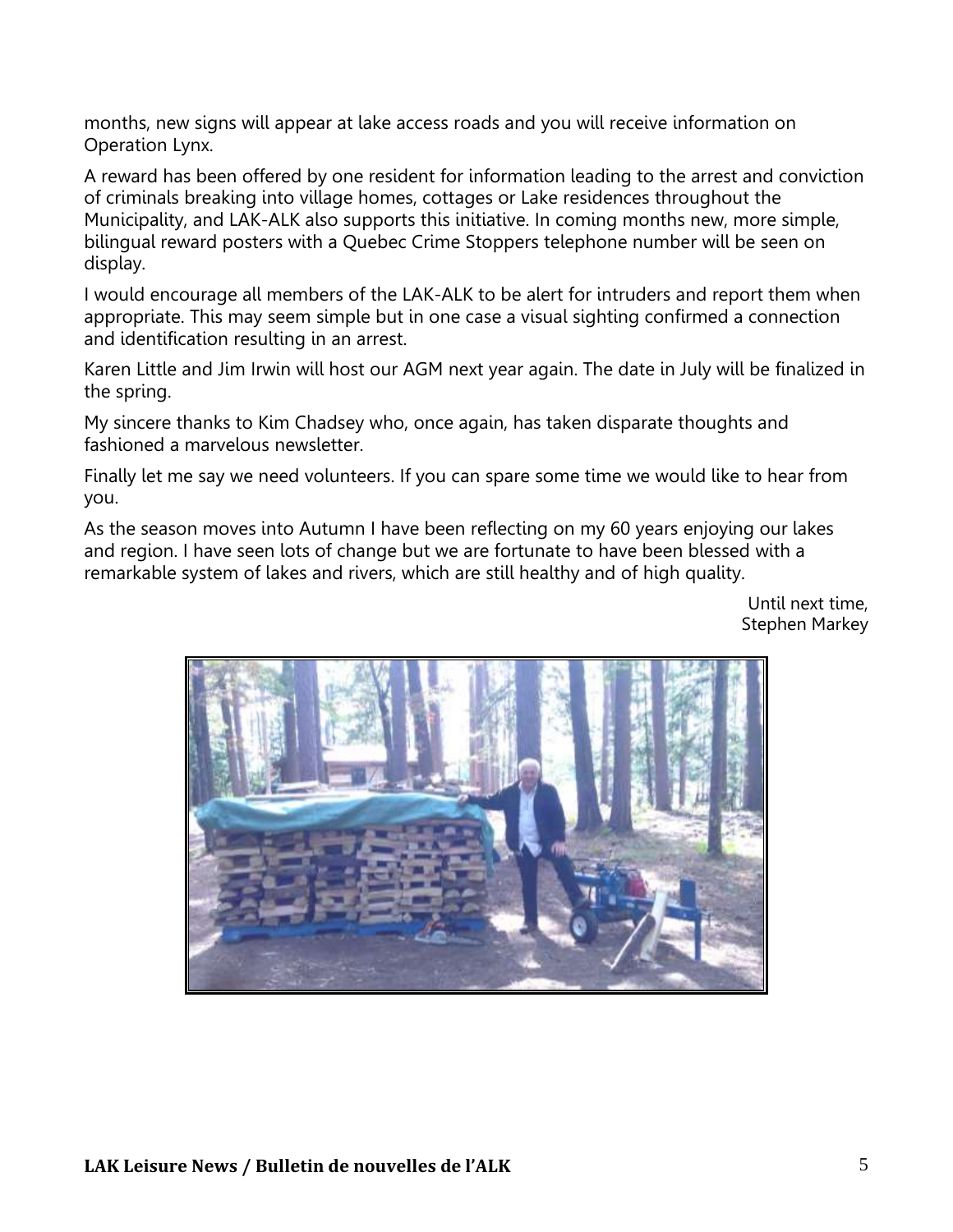months, new signs will appear at lake access roads and you will receive information on Operation Lynx.

A reward has been offered by one resident for information leading to the arrest and conviction of criminals breaking into village homes, cottages or Lake residences throughout the Municipality, and LAK-ALK also supports this initiative. In coming months new, more simple, bilingual reward posters with a Quebec Crime Stoppers telephone number will be seen on display.

I would encourage all members of the LAK-ALK to be alert for intruders and report them when appropriate. This may seem simple but in one case a visual sighting confirmed a connection and identification resulting in an arrest.

Karen Little and Jim Irwin will host our AGM next year again. The date in July will be finalized in the spring.

My sincere thanks to Kim Chadsey who, once again, has taken disparate thoughts and fashioned a marvelous newsletter.

Finally let me say we need volunteers. If you can spare some time we would like to hear from you.

As the season moves into Autumn I have been reflecting on my 60 years enjoying our lakes and region. I have seen lots of change but we are fortunate to have been blessed with a remarkable system of lakes and rivers, which are still healthy and of high quality.

Until next time,
Stephen Markey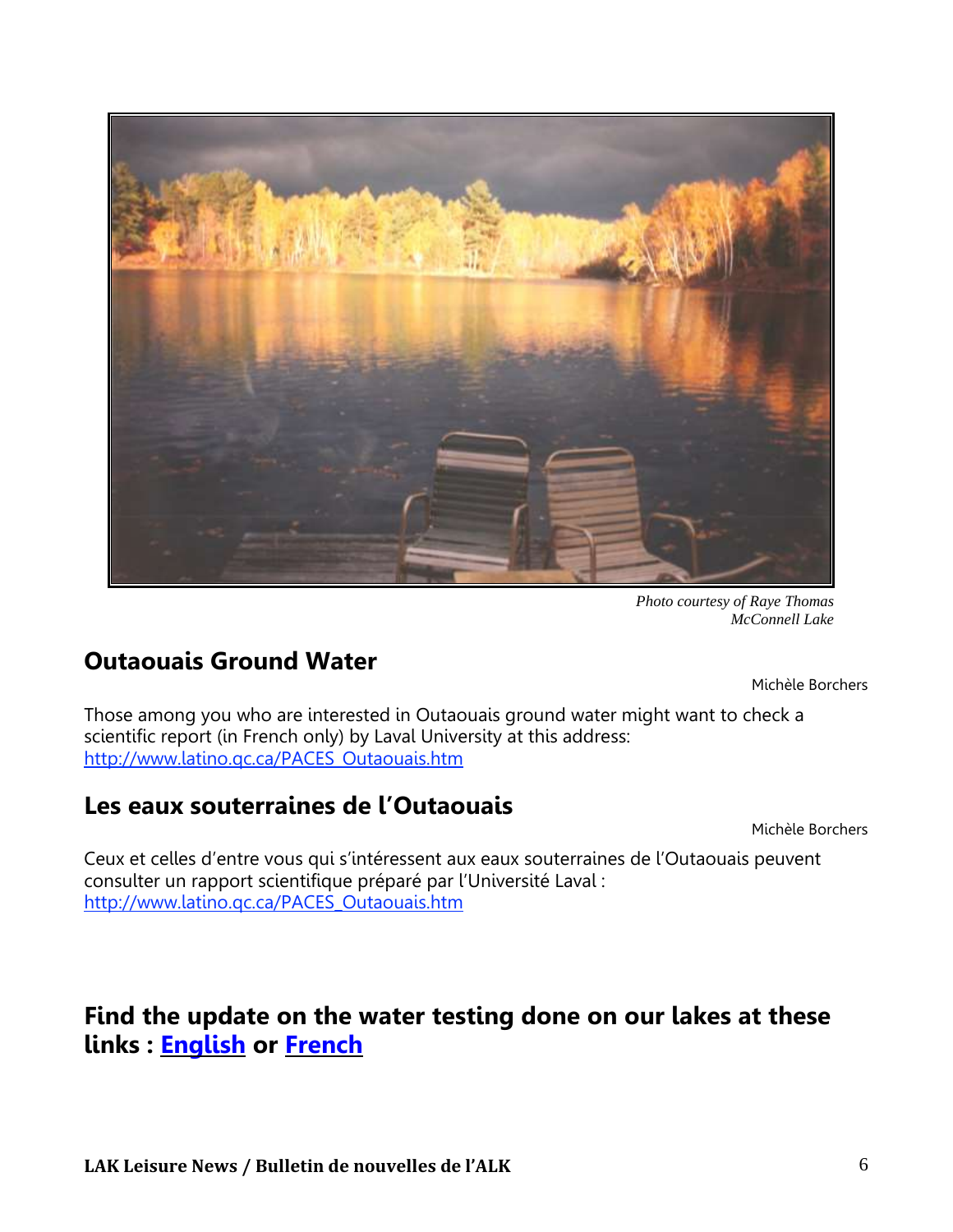*Photo courtesy of Raye Thomas*
*McConnell Lake*

## Outaouais Ground Water

Michèle Borchers

Those among you who are interested in Outaouais ground water might want to check a scientific report (in French only) by Laval University at this address: http://www.latino.qc.ca/PACES_Outaouais.htm

## Les eaux souterraines de l'Outaouais

Michèle Borchers

Ceux et celles d'entre vous qui s'intéressent aux eaux souterraines de l'Outaouais peuvent consulter un rapport scientifique préparé par l'Université Laval : http://www.latino.qc.ca/PACES_Outaouais.htm

## Find the update on the water testing done on our lakes at these links : English or French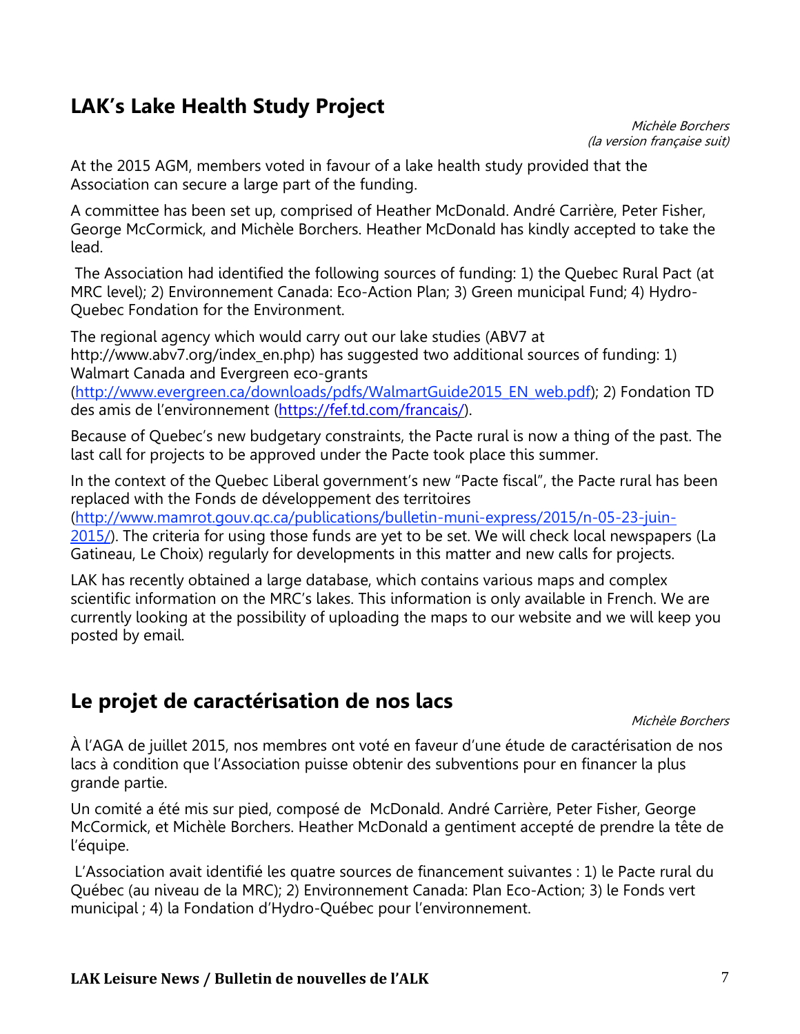## LAK's Lake Health Study Project

*Michèle Borchers*
*(la version française suit)*

At the 2015 AGM, members voted in favour of a lake health study provided that the Association can secure a large part of the funding.

A committee has been set up, comprised of Heather McDonald. André Carrière, Peter Fisher, George McCormick, and Michèle Borchers. Heather McDonald has kindly accepted to take the lead.

The Association had identified the following sources of funding: 1) the Quebec Rural Pact (at MRC level); 2) Environnement Canada: Eco-Action Plan; 3) Green municipal Fund; 4) Hydro-Quebec Fondation for the Environment.

The regional agency which would carry out our lake studies (ABV7 at http://www.abv7.org/index_en.php) has suggested two additional sources of funding: 1) Walmart Canada and Evergreen eco-grants (http://www.evergreen.ca/downloads/pdfs/WalmartGuide2015_EN_web.pdf); 2) Fondation TD des amis de l'environnement (https://fef.td.com/francais/).

Because of Quebec's new budgetary constraints, the Pacte rural is now a thing of the past. The last call for projects to be approved under the Pacte took place this summer.

In the context of the Quebec Liberal government's new "Pacte fiscal", the Pacte rural has been replaced with the Fonds de développement des territoires (http://www.mamrot.gouv.qc.ca/publications/bulletin-muni-express/2015/n-05-23-juin-2015/). The criteria for using those funds are yet to be set. We will check local newspapers (La Gatineau, Le Choix) regularly for developments in this matter and new calls for projects.

LAK has recently obtained a large database, which contains various maps and complex scientific information on the MRC's lakes. This information is only available in French. We are currently looking at the possibility of uploading the maps to our website and we will keep you posted by email.

## Le projet de caractérisation de nos lacs

*Michèle Borchers*

À l'AGA de juillet 2015, nos membres ont voté en faveur d'une étude de caractérisation de nos lacs à condition que l'Association puisse obtenir des subventions pour en financer la plus grande partie.

Un comité a été mis sur pied, composé de McDonald. André Carrière, Peter Fisher, George McCormick, et Michèle Borchers. Heather McDonald a gentiment accepté de prendre la tête de l'équipe.

L'Association avait identifié les quatre sources de financement suivantes : 1) le Pacte rural du Québec (au niveau de la MRC); 2) Environnement Canada: Plan Eco-Action; 3) le Fonds vert municipal ; 4) la Fondation d'Hydro-Québec pour l'environnement.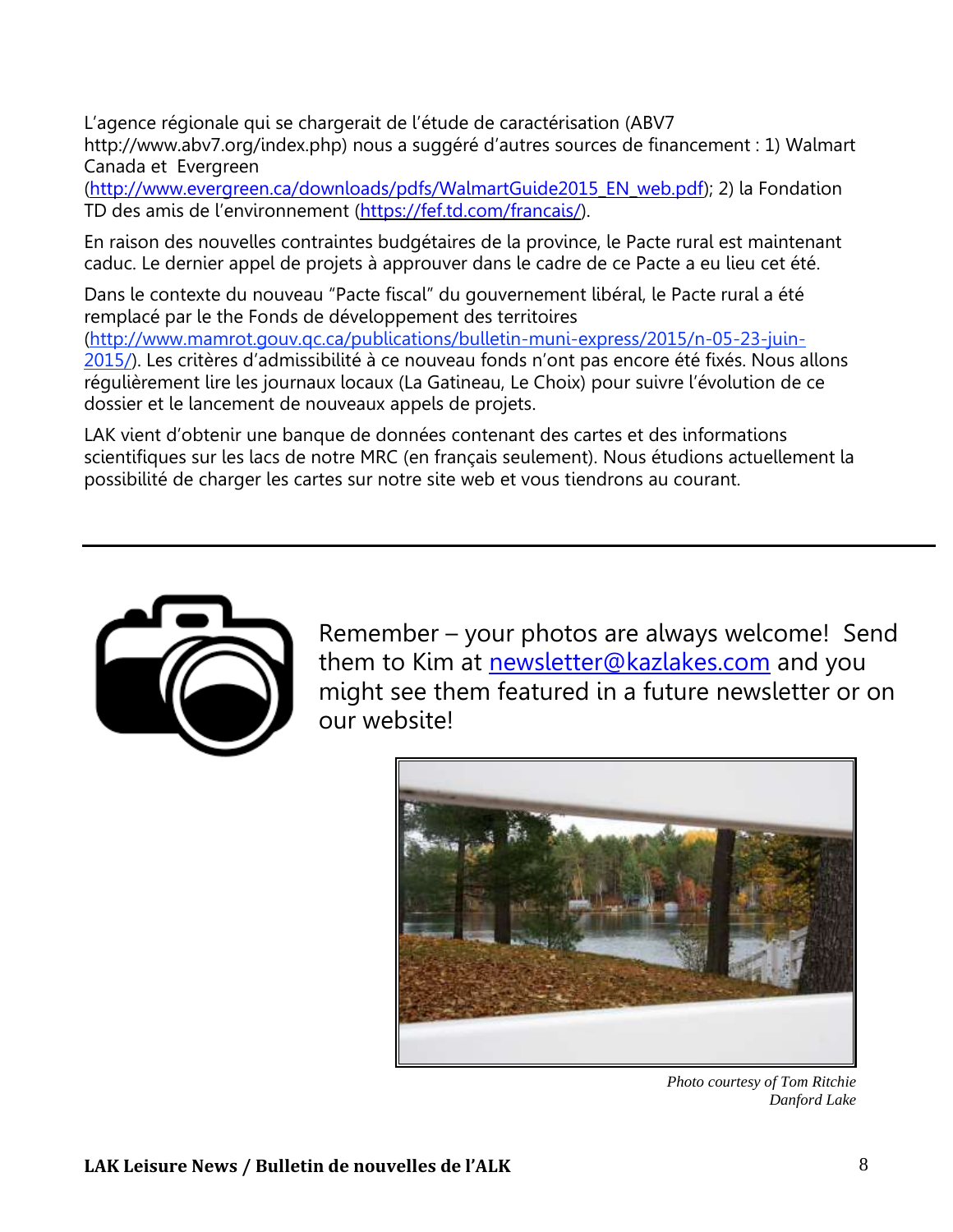L'agence régionale qui se chargerait de l'étude de caractérisation (ABV7 http://www.abv7.org/index.php) nous a suggéré d'autres sources de financement : 1) Walmart Canada et Evergreen (http://www.evergreen.ca/downloads/pdfs/WalmartGuide2015_EN_web.pdf); 2) la Fondation TD des amis de l'environnement (https://fef.td.com/francais/).

En raison des nouvelles contraintes budgétaires de la province, le Pacte rural est maintenant caduc. Le dernier appel de projets à approuver dans le cadre de ce Pacte a eu lieu cet été.

Dans le contexte du nouveau "Pacte fiscal" du gouvernement libéral, le Pacte rural a été remplacé par le the Fonds de développement des territoires (http://www.mamrot.gouv.qc.ca/publications/bulletin-muni-express/2015/n-05-23-juin-2015/). Les critères d'admissibilité à ce nouveau fonds n'ont pas encore été fixés. Nous allons régulièrement lire les journaux locaux (La Gatineau, Le Choix) pour suivre l'évolution de ce dossier et le lancement de nouveaux appels de projets.

LAK vient d'obtenir une banque de données contenant des cartes et des informations scientifiques sur les lacs de notre MRC (en français seulement). Nous étudions actuellement la possibilité de charger les cartes sur notre site web et vous tiendrons au courant.

---

Remember – your photos are always welcome! Send them to Kim at newsletter@kazlakes.com and you might see them featured in a future newsletter or on our website!

*Photo courtesy of Tom Ritchie*
*Danford Lake*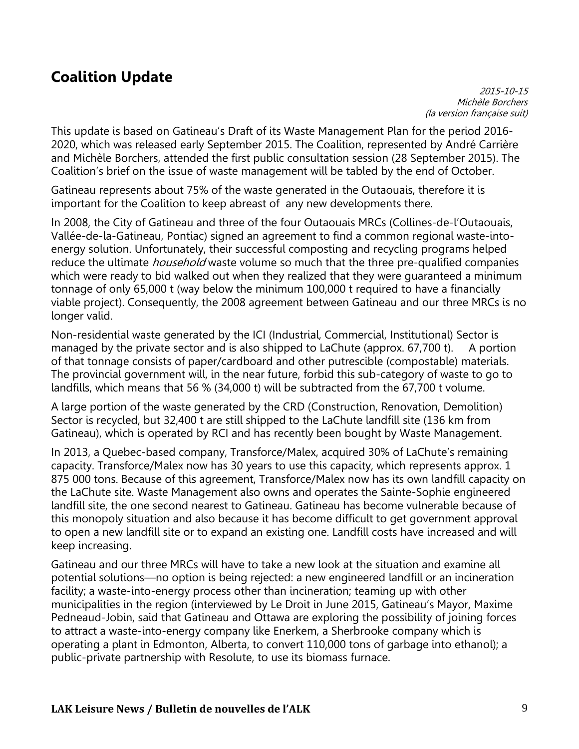## Coalition Update

*2015-10-15*
*Michèle Borchers*
*(la version française suit)*

This update is based on Gatineau's Draft of its Waste Management Plan for the period 2016-2020, which was released early September 2015. The Coalition, represented by André Carrière and Michèle Borchers, attended the first public consultation session (28 September 2015). The Coalition's brief on the issue of waste management will be tabled by the end of October.

Gatineau represents about 75% of the waste generated in the Outaouais, therefore it is important for the Coalition to keep abreast of any new developments there.

In 2008, the City of Gatineau and three of the four Outaouais MRCs (Collines-de-l'Outaouais, Vallée-de-la-Gatineau, Pontiac) signed an agreement to find a common regional waste-into-energy solution. Unfortunately, their successful composting and recycling programs helped reduce the ultimate *household* waste volume so much that the three pre-qualified companies which were ready to bid walked out when they realized that they were guaranteed a minimum tonnage of only 65,000 t (way below the minimum 100,000 t required to have a financially viable project). Consequently, the 2008 agreement between Gatineau and our three MRCs is no longer valid.

Non-residential waste generated by the ICI (Industrial, Commercial, Institutional) Sector is managed by the private sector and is also shipped to LaChute (approx. 67,700 t). A portion of that tonnage consists of paper/cardboard and other putrescible (compostable) materials. The provincial government will, in the near future, forbid this sub-category of waste to go to landfills, which means that 56 % (34,000 t) will be subtracted from the 67,700 t volume.

A large portion of the waste generated by the CRD (Construction, Renovation, Demolition) Sector is recycled, but 32,400 t are still shipped to the LaChute landfill site (136 km from Gatineau), which is operated by RCI and has recently been bought by Waste Management.

In 2013, a Quebec-based company, Transforce/Malex, acquired 30% of LaChute's remaining capacity. Transforce/Malex now has 30 years to use this capacity, which represents approx. 1 875 000 tons. Because of this agreement, Transforce/Malex now has its own landfill capacity on the LaChute site. Waste Management also owns and operates the Sainte-Sophie engineered landfill site, the one second nearest to Gatineau. Gatineau has become vulnerable because of this monopoly situation and also because it has become difficult to get government approval to open a new landfill site or to expand an existing one. Landfill costs have increased and will keep increasing.

Gatineau and our three MRCs will have to take a new look at the situation and examine all potential solutions—no option is being rejected: a new engineered landfill or an incineration facility; a waste-into-energy process other than incineration; teaming up with other municipalities in the region (interviewed by Le Droit in June 2015, Gatineau's Mayor, Maxime Pedneaud-Jobin, said that Gatineau and Ottawa are exploring the possibility of joining forces to attract a waste-into-energy company like Enerkem, a Sherbrooke company which is operating a plant in Edmonton, Alberta, to convert 110,000 tons of garbage into ethanol); a public-private partnership with Resolute, to use its biomass furnace.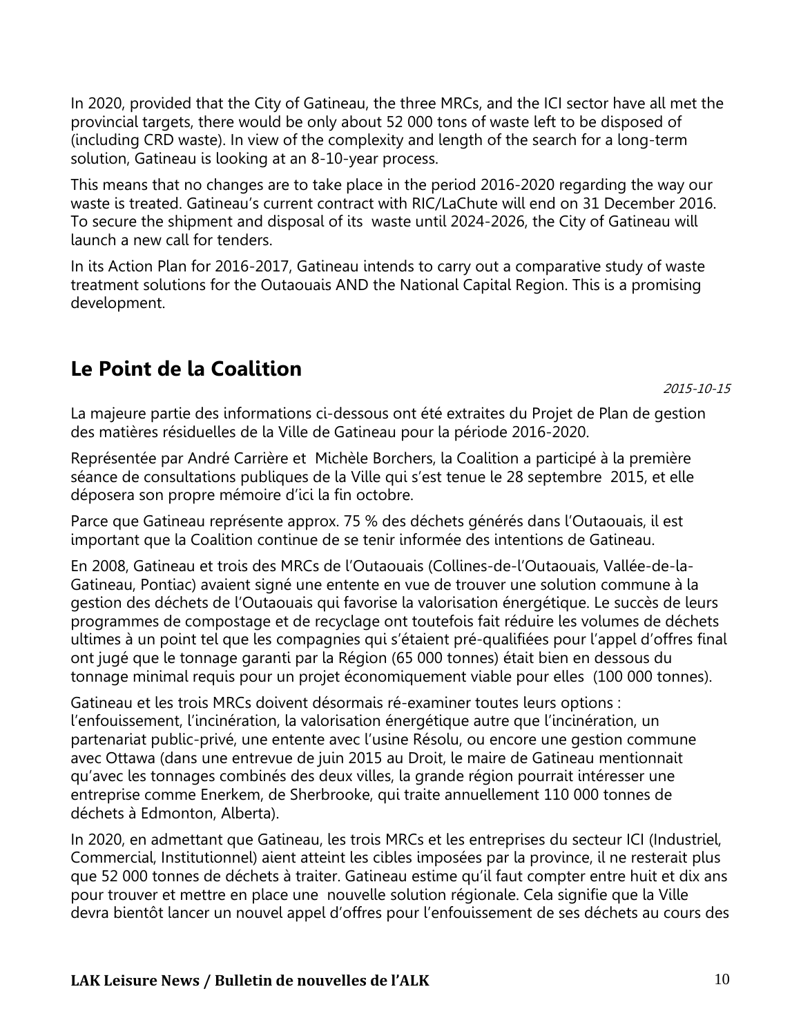In 2020, provided that the City of Gatineau, the three MRCs, and the ICI sector have all met the provincial targets, there would be only about 52 000 tons of waste left to be disposed of (including CRD waste). In view of the complexity and length of the search for a long-term solution, Gatineau is looking at an 8-10-year process.

This means that no changes are to take place in the period 2016-2020 regarding the way our waste is treated. Gatineau's current contract with RIC/LaChute will end on 31 December 2016. To secure the shipment and disposal of its waste until 2024-2026, the City of Gatineau will launch a new call for tenders.

In its Action Plan for 2016-2017, Gatineau intends to carry out a comparative study of waste treatment solutions for the Outaouais AND the National Capital Region. This is a promising development.

## Le Point de la Coalition

*2015-10-15*

La majeure partie des informations ci-dessous ont été extraites du Projet de Plan de gestion des matières résiduelles de la Ville de Gatineau pour la période 2016-2020.

Représentée par André Carrière et Michèle Borchers, la Coalition a participé à la première séance de consultations publiques de la Ville qui s'est tenue le 28 septembre 2015, et elle déposera son propre mémoire d'ici la fin octobre.

Parce que Gatineau représente approx. 75 % des déchets générés dans l'Outaouais, il est important que la Coalition continue de se tenir informée des intentions de Gatineau.

En 2008, Gatineau et trois des MRCs de l'Outaouais (Collines-de-l'Outaouais, Vallée-de-la-Gatineau, Pontiac) avaient signé une entente en vue de trouver une solution commune à la gestion des déchets de l'Outaouais qui favorise la valorisation énergétique. Le succès de leurs programmes de compostage et de recyclage ont toutefois fait réduire les volumes de déchets ultimes à un point tel que les compagnies qui s'étaient pré-qualifiées pour l'appel d'offres final ont jugé que le tonnage garanti par la Région (65 000 tonnes) était bien en dessous du tonnage minimal requis pour un projet économiquement viable pour elles (100 000 tonnes).

Gatineau et les trois MRCs doivent désormais ré-examiner toutes leurs options : l'enfouissement, l'incinération, la valorisation énergétique autre que l'incinération, un partenariat public-privé, une entente avec l'usine Résolu, ou encore une gestion commune avec Ottawa (dans une entrevue de juin 2015 au Droit, le maire de Gatineau mentionnait qu'avec les tonnages combinés des deux villes, la grande région pourrait intéresser une entreprise comme Enerkem, de Sherbrooke, qui traite annuellement 110 000 tonnes de déchets à Edmonton, Alberta).

In 2020, en admettant que Gatineau, les trois MRCs et les entreprises du secteur ICI (Industriel, Commercial, Institutionnel) aient atteint les cibles imposées par la province, il ne resterait plus que 52 000 tonnes de déchets à traiter. Gatineau estime qu'il faut compter entre huit et dix ans pour trouver et mettre en place une nouvelle solution régionale. Cela signifie que la Ville devra bientôt lancer un nouvel appel d'offres pour l'enfouissement de ses déchets au cours des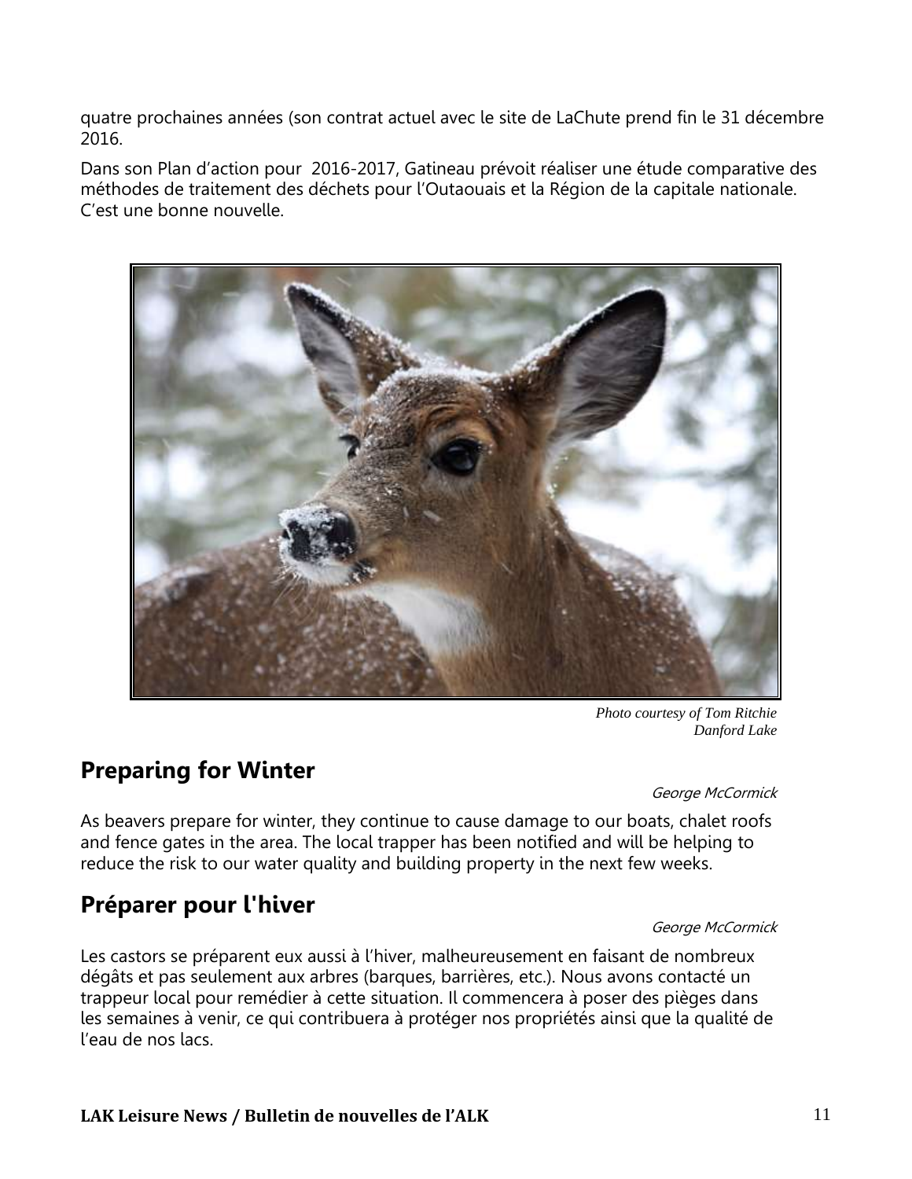quatre prochaines années (son contrat actuel avec le site de LaChute prend fin le 31 décembre 2016.

Dans son Plan d'action pour 2016-2017, Gatineau prévoit réaliser une étude comparative des méthodes de traitement des déchets pour l'Outaouais et la Région de la capitale nationale. C'est une bonne nouvelle.

*Photo courtesy of Tom Ritchie*
*Danford Lake*

## Preparing for Winter

*George McCormick*

As beavers prepare for winter, they continue to cause damage to our boats, chalet roofs and fence gates in the area. The local trapper has been notified and will be helping to reduce the risk to our water quality and building property in the next few weeks.

## Préparer pour l'hiver

*George McCormick*

Les castors se préparent eux aussi à l'hiver, malheureusement en faisant de nombreux dégâts et pas seulement aux arbres (barques, barrières, etc.). Nous avons contacté un trappeur local pour remédier à cette situation. Il commencera à poser des pièges dans les semaines à venir, ce qui contribuera à protéger nos propriétés ainsi que la qualité de l'eau de nos lacs.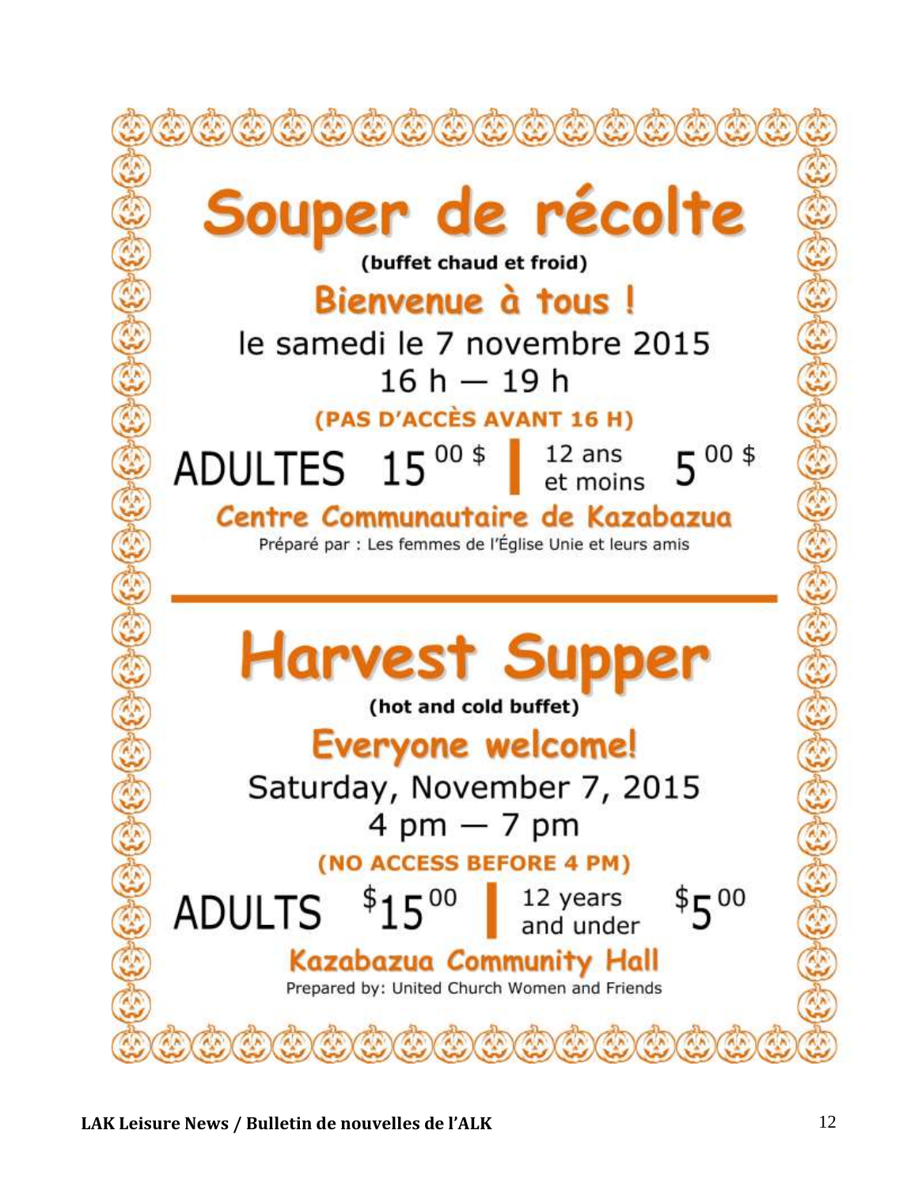# Souper de récolte

**(buffet chaud et froid)**

## Bienvenue à tous !

le samedi le 7 novembre 2015

16 h — 19 h

**(PAS D'ACCÈS AVANT 16 H)**

ADULTES 15 00 $ | 12 ans et moins 5 00 $

## Centre Communautaire de Kazabazua

Préparé par : Les femmes de l'Église Unie et leurs amis

---

# Harvest Supper

**(hot and cold buffet)**

## Everyone welcome!

Saturday, November 7, 2015

4 pm — 7 pm

**(NO ACCESS BEFORE 4 PM)**

ADULTS $15 00 | 12 years and under $5 00

## Kazabazua Community Hall

Prepared by: United Church Women and Friends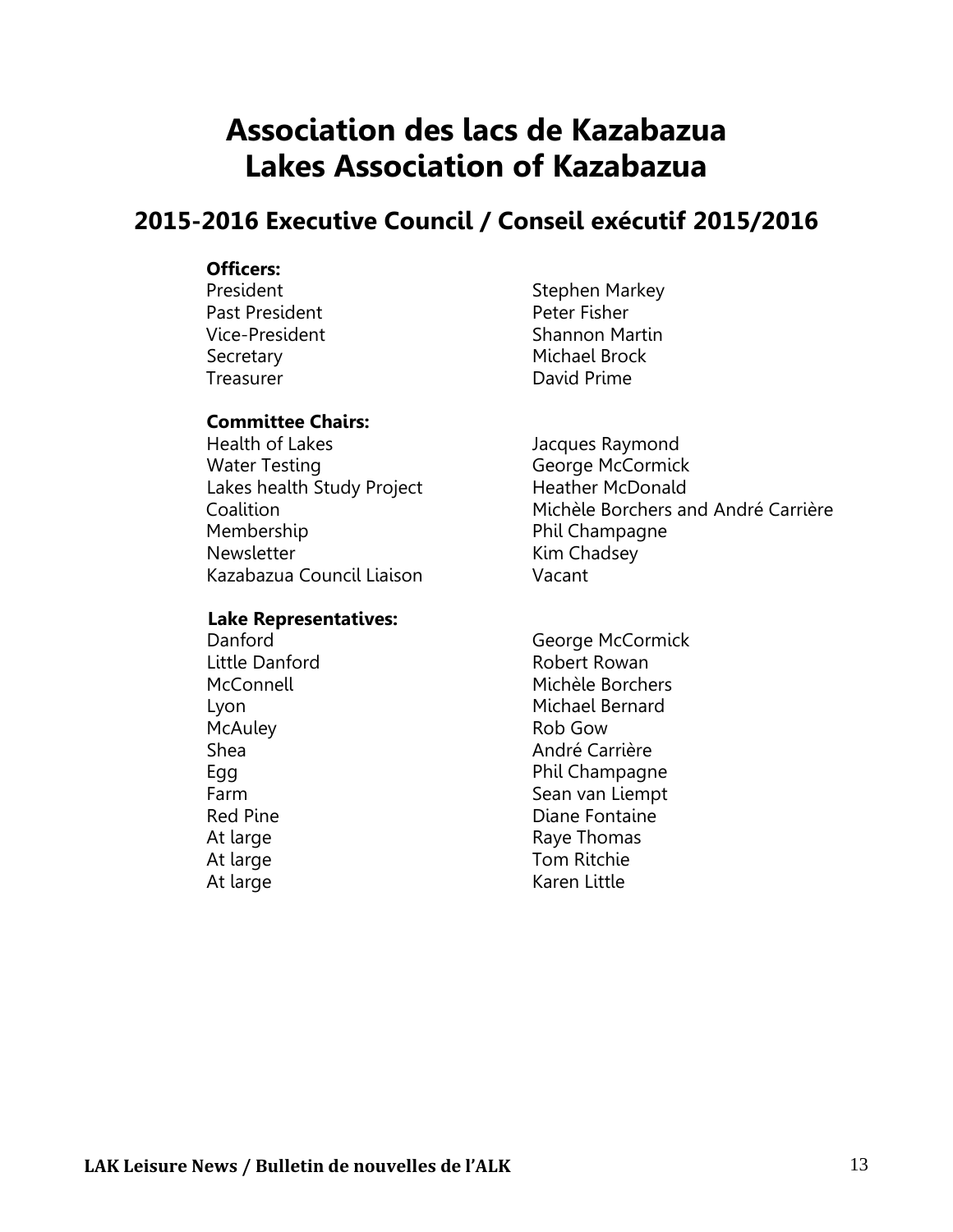# Association des lacs de Kazabazua
# Lakes Association of Kazabazua

## 2015-2016 Executive Council / Conseil exécutif 2015/2016

**Officers:**

| | |
|---|---|
| President | Stephen Markey |
| Past President | Peter Fisher |
| Vice-President | Shannon Martin |
| Secretary | Michael Brock |
| Treasurer | David Prime |

**Committee Chairs:**

| | |
|---|---|
| Health of Lakes | Jacques Raymond |
| Water Testing | George McCormick |
| Lakes health Study Project | Heather McDonald |
| Coalition | Michèle Borchers and André Carrière |
| Membership | Phil Champagne |
| Newsletter | Kim Chadsey |
| Kazabazua Council Liaison | Vacant |

**Lake Representatives:**

| | |
|---|---|
| Danford | George McCormick |
| Little Danford | Robert Rowan |
| McConnell | Michèle Borchers |
| Lyon | Michael Bernard |
| McAuley | Rob Gow |
| Shea | André Carrière |
| Egg | Phil Champagne |
| Farm | Sean van Liempt |
| Red Pine | Diane Fontaine |
| At large | Raye Thomas |
| At large | Tom Ritchie |
| At large | Karen Little |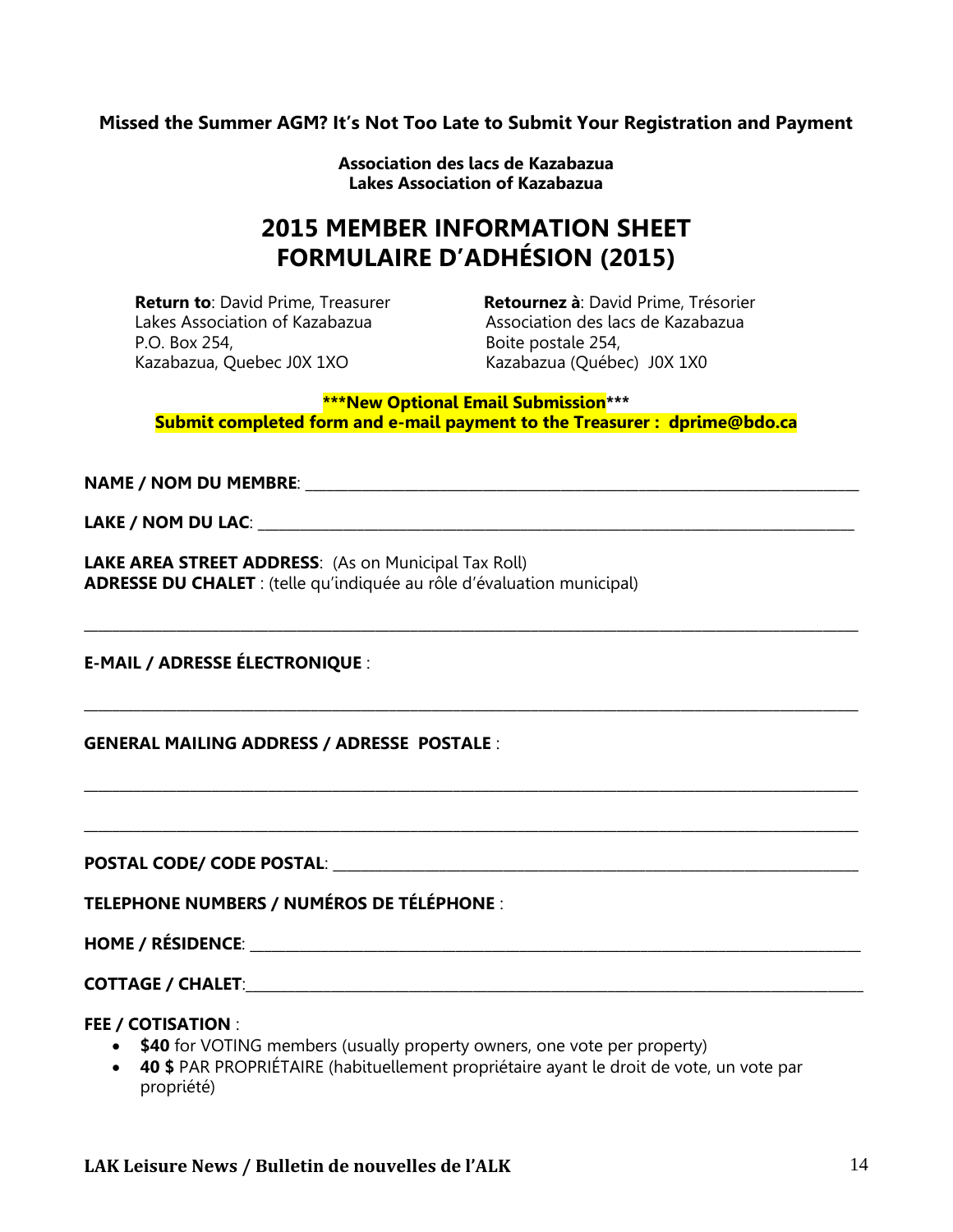**Missed the Summer AGM? It's Not Too Late to Submit Your Registration and Payment**

**Association des lacs de Kazabazua**
**Lakes Association of Kazabazua**

# 2015 MEMBER INFORMATION SHEET
# FORMULAIRE D'ADHÉSION (2015)

**Return to**: David Prime, Treasurer
Lakes Association of Kazabazua
P.O. Box 254,
Kazabazua, Quebec J0X 1XO

**Retournez à**: David Prime, Trésorier
Association des lacs de Kazabazua
Boite postale 254,
Kazabazua (Québec) J0X 1X0

**\*\*\*New Optional Email Submission\*\*\***
**Submit completed form and e-mail payment to the Treasurer : dprime@bdo.ca**

**NAME / NOM DU MEMBRE**: ____________________

**LAKE / NOM DU LAC**: ____________________

**LAKE AREA STREET ADDRESS**: (As on Municipal Tax Roll)
**ADRESSE DU CHALET** : (telle qu'indiquée au rôle d'évaluation municipal)

____________________

**E-MAIL / ADRESSE ÉLECTRONIQUE** :

____________________

**GENERAL MAILING ADDRESS / ADRESSE POSTALE** :

____________________

____________________

**POSTAL CODE/ CODE POSTAL**: ____________________

**TELEPHONE NUMBERS / NUMÉROS DE TÉLÉPHONE** :

**HOME / RÉSIDENCE**: ____________________

**COTTAGE / CHALET**: ____________________

**FEE / COTISATION** :

- **$40** for VOTING members (usually property owners, one vote per property)
- **40 $** PAR PROPRIÉTAIRE (habituellement propriétaire ayant le droit de vote, un vote par propriété)